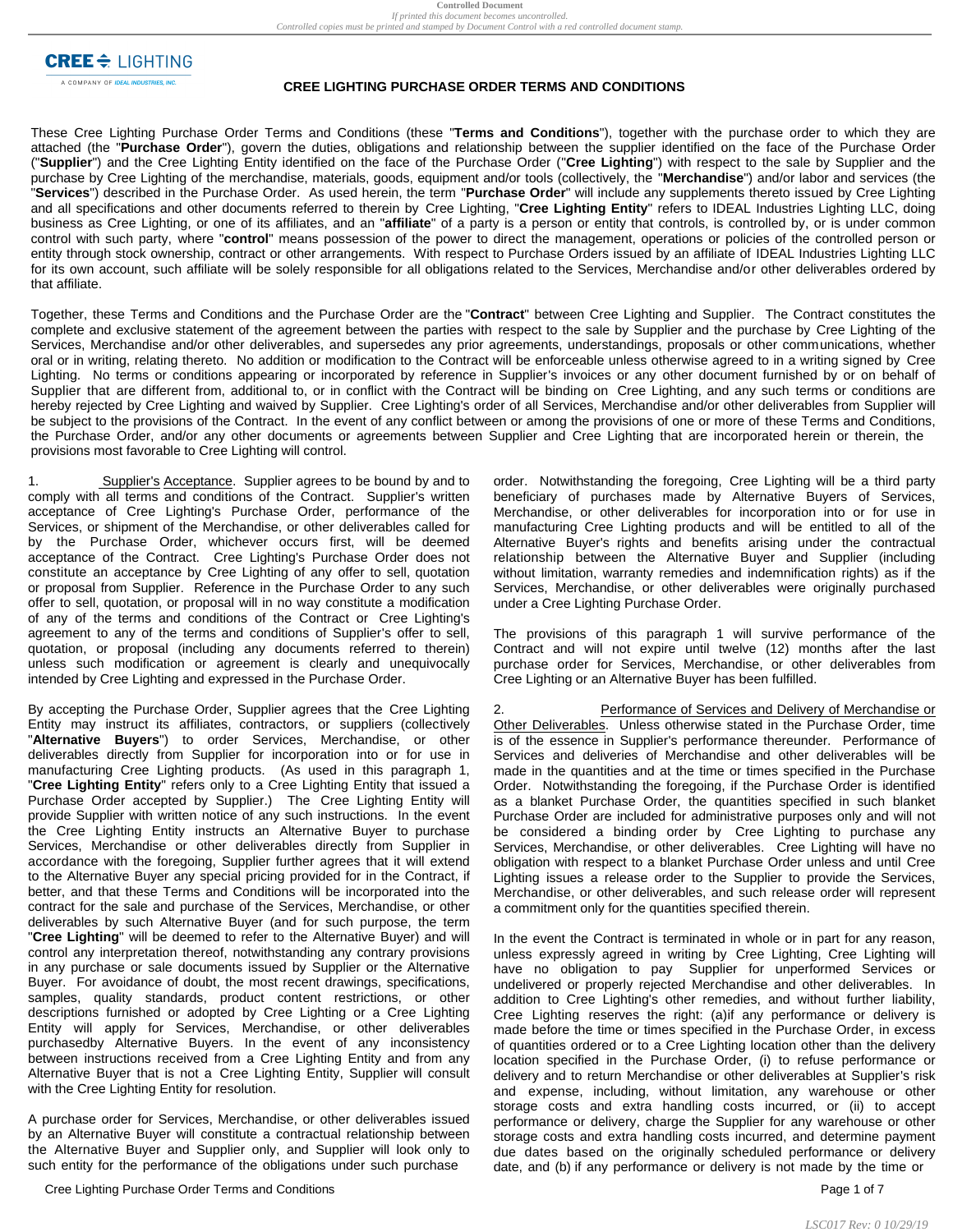# CREE LIGHTING PURCHASE ORDER TERMS AND CONDITIONS

These Cree Lighting Purchase Order Terms and Conditions (these "**Terms and Conditions**"), together with the purchase order to which they are attached (the "**Purchase Order**"), govern the duties, obligations and relationship between the supplier identified on the face of the Purchase Order ("**Supplier**") and the Cree Lighting Entity identified on the face of the Purchase Order ("**Cree Lighting**") with respect to the sale by Supplier and the purchase by Cree Lighting of the merchandise, materials, goods, equipment and/or tools (collectively, the "**Merchandise**") and/or labor and services (the "**Services**") described in the Purchase Order. As used herein, the term "**Purchase Order**" will include any supplements thereto issued by Cree Lighting and all specifications and other documents referred to therein by Cree Lighting, "**Cree Lighting Entity**" refers to IDEAL Industries Lighting LLC, doing business as Cree Lighting, or one of its affiliates, and an "**affiliate**" of a party is a person or entity that controls, is controlled by, or is under common control with such party, where "**control**" means possession of the power to direct the management, operations or policies of the controlled person or entity through stock ownership, contract or other arrangements. With respect to Purchase Orders issued by an affiliate of IDEAL Industries Lighting LLC for its own account, such affiliate will be solely responsible for all obligations related to the Services, Merchandise and/or other deliverables ordered by that affiliate.

Together, these Terms and Conditions and the Purchase Order are the "**Contract**" between Cree Lighting and Supplier. The Contract constitutes the complete and exclusive statement of the agreement between the parties with respect to the sale by Supplier and the purchase by Cree Lighting of the Services, Merchandise and/or other deliverables, and supersedes any prior agreements, understandings, proposals or other communications, whether oral or in writing, relating thereto. No addition or modification to the Contract will be enforceable unless otherwise agreed to in a writing signed by Cree Lighting. No terms or conditions appearing or incorporated by reference in Supplier's invoices or any other document furnished by or on behalf of Supplier that are different from, additional to, or in conflict with the Contract will be binding on Cree Lighting, and any such terms or conditions are hereby rejected by Cree Lighting and waived by Supplier. Cree Lighting's order of all Services, Merchandise and/or other deliverables from Supplier will be subject to the provisions of the Contract. In the event of any conflict between or among the provisions of one or more of these Terms and Conditions, the Purchase Order, and/or any other documents or agreements between Supplier and Cree Lighting that are incorporated herein or therein, the provisions most favorable to Cree Lighting will control.

1. Supplier's Acceptance. Supplier agrees to be bound by and to comply with all terms and conditions of the Contract. Supplier's written acceptance of Cree Lighting's Purchase Order, performance of the Services, or shipment of the Merchandise, or other deliverables called for by the Purchase Order, whichever occurs first, will be deemed acceptance of the Contract. Cree Lighting's Purchase Order does not constitute an acceptance by Cree Lighting of any offer to sell, quotation or proposal from Supplier. Reference in the Purchase Order to any such offer to sell, quotation, or proposal will in no way constitute a modification of any of the terms and conditions of the Contract or Cree Lighting's agreement to any of the terms and conditions of Supplier's offer to sell, quotation, or proposal (including any documents referred to therein) unless such modification or agreement is clearly and unequivocally intended by Cree Lighting and expressed in the Purchase Order.

By accepting the Purchase Order, Supplier agrees that the Cree Lighting Entity may instruct its affiliates, contractors, or suppliers (collectively "**Alternative Buyers**") to order Services, Merchandise, or other deliverables directly from Supplier for incorporation into or for use in manufacturing Cree Lighting products. (As used in this paragraph 1, "**Cree Lighting Entity**" refers only to a Cree Lighting Entity that issued a Purchase Order accepted by Supplier.) The Cree Lighting Entity will provide Supplier with written notice of any such instructions. In the event the Cree Lighting Entity instructs an Alternative Buyer to purchase Services, Merchandise or other deliverables directly from Supplier in accordance with the foregoing, Supplier further agrees that it will extend to the Alternative Buyer any special pricing provided for in the Contract, if better, and that these Terms and Conditions will be incorporated into the contract for the sale and purchase of the Services, Merchandise, or other deliverables by such Alternative Buyer (and for such purpose, the term "**Cree Lighting**" will be deemed to refer to the Alternative Buyer) and will control any interpretation thereof, notwithstanding any contrary provisions in any purchase or sale documents issued by Supplier or the Alternative Buyer. For avoidance of doubt, the most recent drawings, specifications, samples, quality standards, product content restrictions, or other descriptions furnished or adopted by Cree Lighting or a Cree Lighting Entity will apply for Services, Merchandise, or other deliverables purchasedby Alternative Buyers. In the event of any inconsistency between instructions received from a Cree Lighting Entity and from any Alternative Buyer that is not a Cree Lighting Entity, Supplier will consult with the Cree Lighting Entity for resolution.

A purchase order for Services, Merchandise, or other deliverables issued by an Alternative Buyer will constitute a contractual relationship between the Alternative Buyer and Supplier only, and Supplier will look only to such entity for the performance of the obligations under such purchase order. Notwithstanding the foregoing, Cree Lighting will be a third party beneficiary of purchases made by Alternative Buyers of Services, Merchandise, or other deliverables for incorporation into or for use in manufacturing Cree Lighting products and will be entitled to all of the Alternative Buyer's rights and benefits arising under the contractual relationship between the Alternative Buyer and Supplier (including without limitation, warranty remedies and indemnification rights) as if the Services, Merchandise, or other deliverables were originally purchased under a Cree Lighting Purchase Order.

The provisions of this paragraph 1 will survive performance of the Contract and will not expire until twelve (12) months after the last purchase order for Services, Merchandise, or other deliverables from Cree Lighting or an Alternative Buyer has been fulfilled.

2. Performance of Services and Delivery of Merchandise or Other Deliverables. Unless otherwise stated in the Purchase Order, time is of the essence in Supplier's performance thereunder. Performance of Services and deliveries of Merchandise and other deliverables will be made in the quantities and at the time or times specified in the Purchase Order. Notwithstanding the foregoing, if the Purchase Order is identified as a blanket Purchase Order, the quantities specified in such blanket Purchase Order are included for administrative purposes only and will not be considered a binding order by Cree Lighting to purchase any Services, Merchandise, or other deliverables. Cree Lighting will have no obligation with respect to a blanket Purchase Order unless and until Cree Lighting issues a release order to the Supplier to provide the Services, Merchandise, or other deliverables, and such release order will represent a commitment only for the quantities specified therein.

In the event the Contract is terminated in whole or in part for any reason, unless expressly agreed in writing by Cree Lighting, Cree Lighting will have no obligation to pay Supplier for unperformed Services or undelivered or properly rejected Merchandise and other deliverables. In addition to Cree Lighting's other remedies, and without further liability, Cree Lighting reserves the right: (a)if any performance or delivery is made before the time or times specified in the Purchase Order, in excess of quantities ordered or to a Cree Lighting location other than the delivery location specified in the Purchase Order, (i) to refuse performance or delivery and to return Merchandise or other deliverables at Supplier's risk and expense, including, without limitation, any warehouse or other storage costs and extra handling costs incurred, or (ii) to accept performance or delivery, charge the Supplier for any warehouse or other storage costs and extra handling costs incurred, and determine payment due dates based on the originally scheduled performance or delivery date, and (b) if any performance or delivery is not made by the time or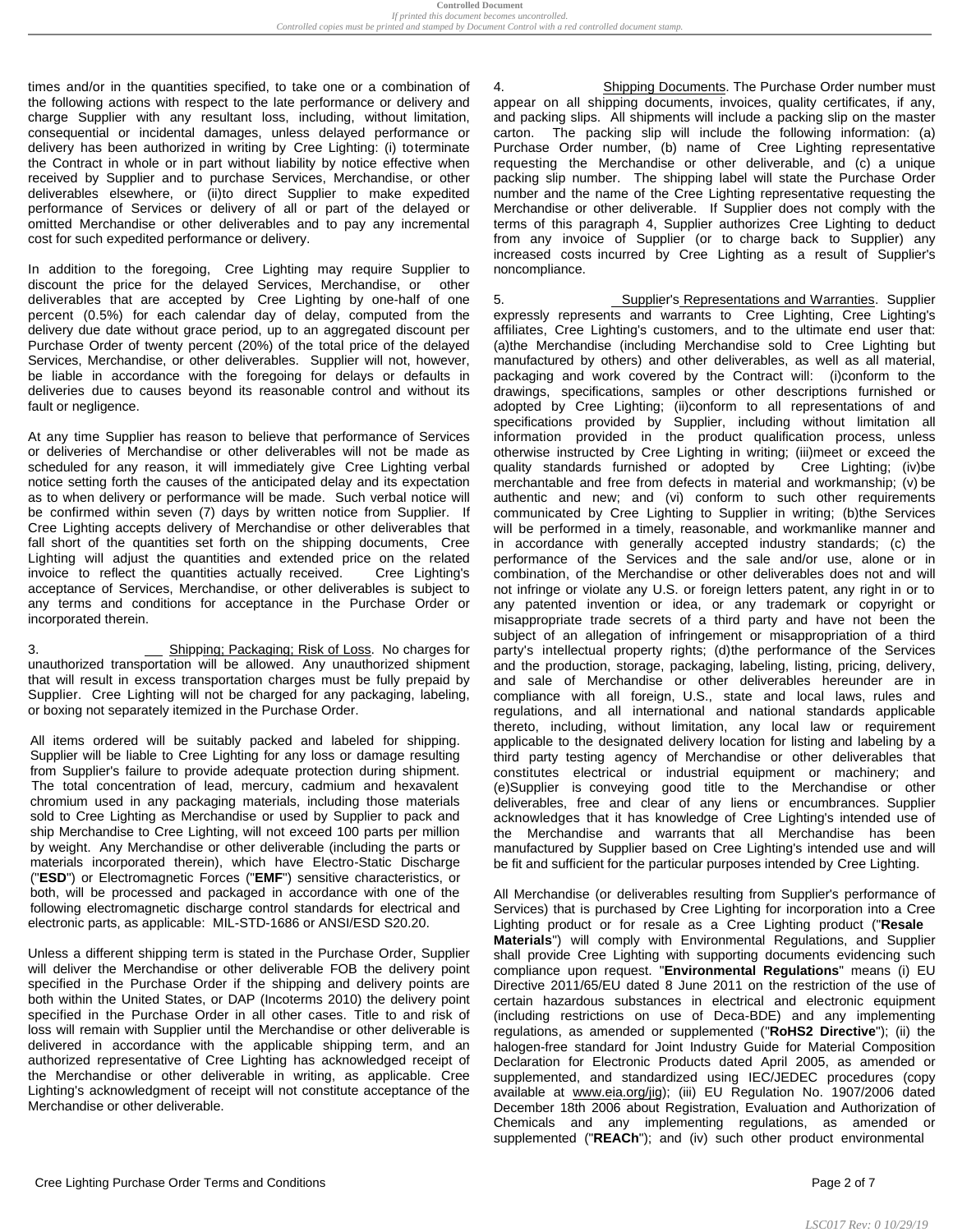times and/or in the quantities specified, to take one or a combination of the following actions with respect to the late performance or delivery and charge Supplier with any resultant loss, including, without limitation, consequential or incidental damages, unless delayed performance or delivery has been authorized in writing by Cree Lighting: (i) to terminate the Contract in whole or in part without liability by notice effective when received by Supplier and to purchase Services, Merchandise, or other deliverables elsewhere, or (ii) to direct Supplier to make expedited performance of Services or delivery of all or part of the delayed or omitted Merchandise or other deliverables and to pay any incremental cost for such expedited performance or delivery.

In addition to the foregoing, Cree Lighting may require Supplier to discount the price for the delayed Services, Merchandise, or other deliverables that are accepted by Cree Lighting by one-half of one percent (0.5%) for each calendar day of delay, computed from the delivery due date without grace period, up to an aggregated discount per Purchase Order of twenty percent (20%) of the total price of the delayed Services, Merchandise, or other deliverables. Supplier will not, however, be liable in accordance with the foregoing for delays or defaults in deliveries due to causes beyond its reasonable control and without its fault or negligence.

At any time Supplier has reason to believe that performance of Services or deliveries of Merchandise or other deliverables will not be made as scheduled for any reason, it will immediately give Cree Lighting verbal notice setting forth the causes of the anticipated delay and its expectation as to when delivery or performance will be made. Such verbal notice will be confirmed within seven (7) days by written notice from Supplier. If Cree Lighting accepts delivery of Merchandise or other deliverables that fall short of the quantities set forth on the shipping documents, Cree Lighting will adjust the quantities and extended price on the related invoice to reflect the quantities actually received. Cree Lighting's acceptance of Services, Merchandise, or other deliverables is subject to any terms and conditions for acceptance in the Purchase Order or incorporated therein.

3. Shipping; Packaging; Risk of Loss. No charges for unauthorized transportation will be allowed. Any unauthorized shipment that will result in excess transportation charges must be fully prepaid by Supplier. Cree Lighting will not be charged for any packaging, labeling, or boxing not separately itemized in the Purchase Order.

All items ordered will be suitably packed and labeled for shipping. Supplier will be liable to Cree Lighting for any loss or damage resulting from Supplier's failure to provide adequate protection during shipment. The total concentration of lead, mercury, cadmium and hexavalent chromium used in any packaging materials, including those materials sold to Cree Lighting as Merchandise or used by Supplier to pack and ship Merchandise to Cree Lighting, will not exceed 100 parts per million by weight. Any Merchandise or other deliverable (including the parts or materials incorporated therein), which have Electro-Static Discharge ("**ESD**") or Electromagnetic Forces ("**EMF**") sensitive characteristics, or both, will be processed and packaged in accordance with one of the following electromagnetic discharge control standards for electrical and electronic parts, as applicable: MIL-STD-1686 or ANSI/ESD S20.20.

Unless a different shipping term is stated in the Purchase Order, Supplier will deliver the Merchandise or other deliverable FOB the delivery point specified in the Purchase Order if the shipping and delivery points are both within the United States, or DAP (Incoterms 2010) the delivery point specified in the Purchase Order in all other cases. Title to and risk of loss will remain with Supplier until the Merchandise or other deliverable is delivered in accordance with the applicable shipping term, and an authorized representative of Cree Lighting has acknowledged receipt of the Merchandise or other deliverable in writing, as applicable. Cree Lighting's acknowledgment of receipt will not constitute acceptance of the Merchandise or other deliverable.

4. Shipping Documents. The Purchase Order number must appear on all shipping documents, invoices, quality certificates, if any, and packing slips. All shipments will include a packing slip on the master carton. The packing slip will include the following information: (a) Purchase Order number, (b) name of Cree Lighting representative requesting the Merchandise or other deliverable, and (c) a unique packing slip number. The shipping label will state the Purchase Order number and the name of the Cree Lighting representative requesting the Merchandise or other deliverable. If Supplier does not comply with the terms of this paragraph 4, Supplier authorizes Cree Lighting to deduct from any invoice of Supplier (or to charge back to Supplier) any increased costs incurred by Cree Lighting as a result of Supplier's noncompliance.

5. Supplier's Representations and Warranties. Supplier expressly represents and warrants to Cree Lighting, Cree Lighting's affiliates, Cree Lighting's customers, and to the ultimate end user that: (a) the Merchandise (including Merchandise sold to Cree Lighting but manufactured by others) and other deliverables, as well as all material, packaging and work covered by the Contract will: (i) conform to the drawings, specifications, samples or other descriptions furnished or adopted by Cree Lighting; (ii) conform to all representations of and specifications provided by Supplier, including without limitation all information provided in the product qualification process, unless otherwise instructed by Cree Lighting in writing; (iii) meet or exceed the quality standards furnished or adopted by Cree Lighting; (iv) be merchantable and free from defects in material and workmanship; (v) be authentic and new; and (vi) conform to such other requirements communicated by Cree Lighting to Supplier in writing; (b) the Services will be performed in a timely, reasonable, and workmanlike manner and in accordance with generally accepted industry standards; (c) the performance of the Services and the sale and/or use, alone or in combination, of the Merchandise or other deliverables does not and will not infringe or violate any U.S. or foreign letters patent, any right in or to any patented invention or idea, or any trademark or copyright or misappropriate trade secrets of a third party and have not been the subject of an allegation of infringement or misappropriation of a third party's intellectual property rights; (d) the performance of the Services and the production, storage, packaging, labeling, listing, pricing, delivery, and sale of Merchandise or other deliverables hereunder are in compliance with all foreign, U.S., state and local laws, rules and regulations, and all international and national standards applicable thereto, including, without limitation, any local law or requirement applicable to the designated delivery location for listing and labeling by a third party testing agency of Merchandise or other deliverables that constitutes electrical or industrial equipment or machinery; and (e) Supplier is conveying good title to the Merchandise or other deliverables, free and clear of any liens or encumbrances. Supplier acknowledges that it has knowledge of Cree Lighting's intended use of the Merchandise and warrants that all Merchandise has been manufactured by Supplier based on Cree Lighting's intended use and will be fit and sufficient for the particular purposes intended by Cree Lighting.

All Merchandise (or deliverables resulting from Supplier's performance of Services) that is purchased by Cree Lighting for incorporation into a Cree Lighting product or for resale as a Cree Lighting product ("**Resale Materials**") will comply with Environmental Regulations, and Supplier shall provide Cree Lighting with supporting documents evidencing such compliance upon request. "**Environmental Regulations**" means (i) EU Directive 2011/65/EU dated 8 June 2011 on the restriction of the use of certain hazardous substances in electrical and electronic equipment (including restrictions on use of Deca-BDE) and any implementing regulations, as amended or supplemented ("**RoHS2 Directive**"); (ii) the halogen-free standard for Joint Industry Guide for Material Composition Declaration for Electronic Products dated April 2005, as amended or supplemented, and standardized using IEC/JEDEC procedures (copy available at www.eia.org/jig); (iii) EU Regulation No. 1907/2006 dated December 18th 2006 about Registration, Evaluation and Authorization of Chemicals and any implementing regulations, as amended or supplemented ("**REACh**"); and (iv) such other product environmental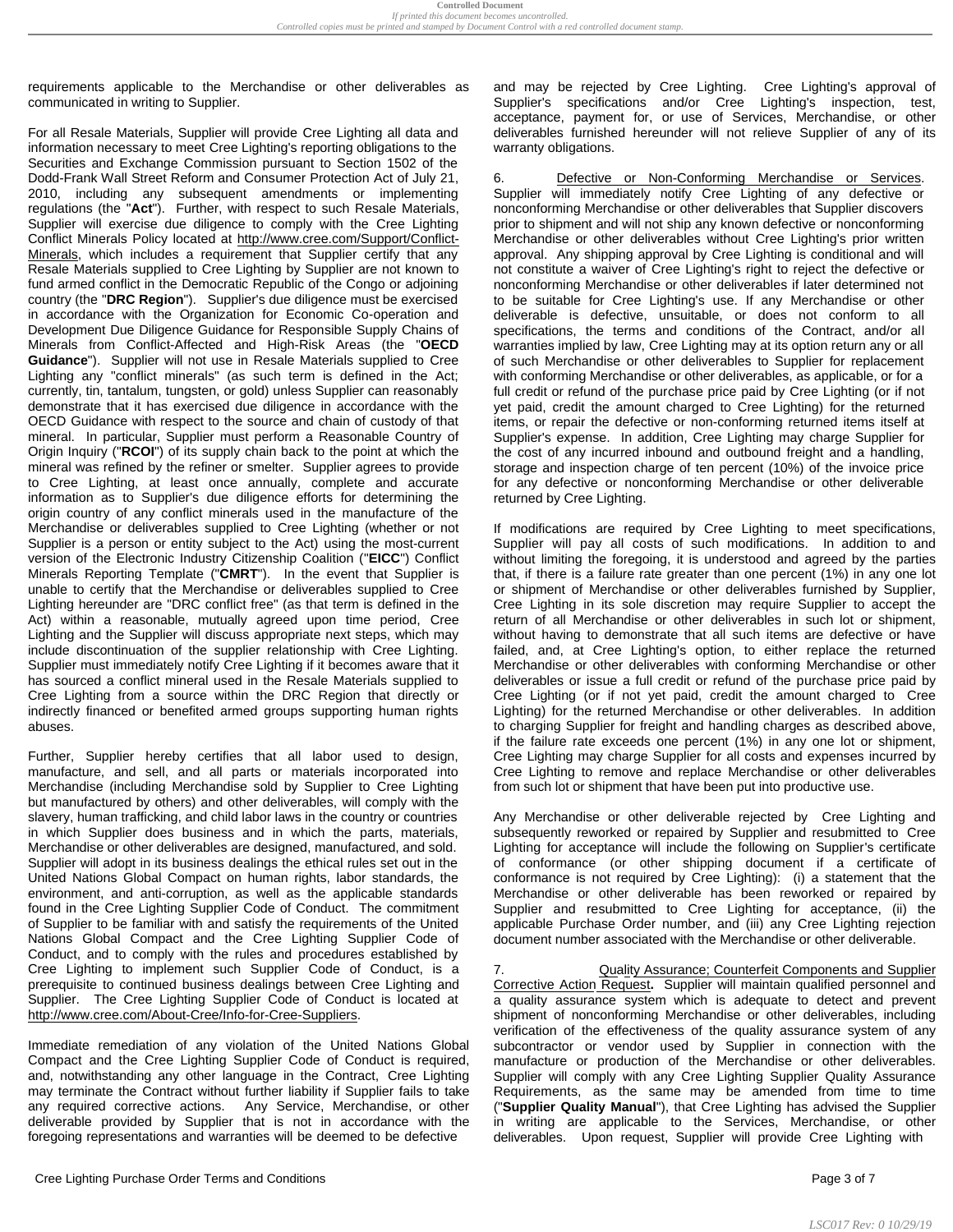requirements applicable to the Merchandise or other deliverables as communicated in writing to Supplier.

For all Resale Materials, Supplier will provide Cree Lighting all data and information necessary to meet Cree Lighting's reporting obligations to the Securities and Exchange Commission pursuant to Section 1502 of the Dodd-Frank Wall Street Reform and Consumer Protection Act of July 21, 2010, including any subsequent amendments or implementing regulations (the "**Act**"). Further, with respect to such Resale Materials, Supplier will exercise due diligence to comply with the Cree Lighting Conflict Minerals Policy located at http://www.cree.com/Support/Conflict-Minerals, which includes a requirement that Supplier certify that any Resale Materials supplied to Cree Lighting by Supplier are not known to fund armed conflict in the Democratic Republic of the Congo or adjoining country (the "**DRC Region**"). Supplier's due diligence must be exercised in accordance with the Organization for Economic Co-operation and Development Due Diligence Guidance for Responsible Supply Chains of Minerals from Conflict-Affected and High-Risk Areas (the "**OECD Guidance**"). Supplier will not use in Resale Materials supplied to Cree Lighting any "conflict minerals" (as such term is defined in the Act; currently, tin, tantalum, tungsten, or gold) unless Supplier can reasonably demonstrate that it has exercised due diligence in accordance with the OECD Guidance with respect to the source and chain of custody of that mineral. In particular, Supplier must perform a Reasonable Country of Origin Inquiry ("**RCOI**") of its supply chain back to the point at which the mineral was refined by the refiner or smelter. Supplier agrees to provide to Cree Lighting, at least once annually, complete and accurate information as to Supplier's due diligence efforts for determining the origin country of any conflict minerals used in the manufacture of the Merchandise or deliverables supplied to Cree Lighting (whether or not Supplier is a person or entity subject to the Act) using the most-current version of the Electronic Industry Citizenship Coalition ("**EICC**") Conflict Minerals Reporting Template ("**CMRT**"). In the event that Supplier is unable to certify that the Merchandise or deliverables supplied to Cree Lighting hereunder are "DRC conflict free" (as that term is defined in the Act) within a reasonable, mutually agreed upon time period, Cree Lighting and the Supplier will discuss appropriate next steps, which may include discontinuation of the supplier relationship with Cree Lighting. Supplier must immediately notify Cree Lighting if it becomes aware that it has sourced a conflict mineral used in the Resale Materials supplied to Cree Lighting from a source within the DRC Region that directly or indirectly financed or benefited armed groups supporting human rights abuses.

Further, Supplier hereby certifies that all labor used to design, manufacture, and sell, and all parts or materials incorporated into Merchandise (including Merchandise sold by Supplier to Cree Lighting but manufactured by others) and other deliverables, will comply with the slavery, human trafficking, and child labor laws in the country or countries in which Supplier does business and in which the parts, materials, Merchandise or other deliverables are designed, manufactured, and sold. Supplier will adopt in its business dealings the ethical rules set out in the United Nations Global Compact on human rights, labor standards, the environment, and anti-corruption, as well as the applicable standards found in the Cree Lighting Supplier Code of Conduct. The commitment of Supplier to be familiar with and satisfy the requirements of the United Nations Global Compact and the Cree Lighting Supplier Code of Conduct, and to comply with the rules and procedures established by Cree Lighting to implement such Supplier Code of Conduct, is a prerequisite to continued business dealings between Cree Lighting and Supplier. The Cree Lighting Supplier Code of Conduct is located at http://www.cree.com/About-Cree/Info-for-Cree-Suppliers.

Immediate remediation of any violation of the United Nations Global Compact and the Cree Lighting Supplier Code of Conduct is required, and, notwithstanding any other language in the Contract, Cree Lighting may terminate the Contract without further liability if Supplier fails to take any required corrective actions. Any Service, Merchandise, or other deliverable provided by Supplier that is not in accordance with the foregoing representations and warranties will be deemed to be defective and may be rejected by Cree Lighting. Cree Lighting's approval of Supplier's specifications and/or Cree Lighting's inspection, test, acceptance, payment for, or use of Services, Merchandise, or other deliverables furnished hereunder will not relieve Supplier of any of its warranty obligations.

6. Defective or Non-Conforming Merchandise or Services. Supplier will immediately notify Cree Lighting of any defective or nonconforming Merchandise or other deliverables that Supplier discovers prior to shipment and will not ship any known defective or nonconforming Merchandise or other deliverables without Cree Lighting's prior written approval. Any shipping approval by Cree Lighting is conditional and will not constitute a waiver of Cree Lighting's right to reject the defective or nonconforming Merchandise or other deliverables if later determined not to be suitable for Cree Lighting's use. If any Merchandise or other deliverable is defective, unsuitable, or does not conform to all specifications, the terms and conditions of the Contract, and/or all warranties implied by law, Cree Lighting may at its option return any or all of such Merchandise or other deliverables to Supplier for replacement with conforming Merchandise or other deliverables, as applicable, or for a full credit or refund of the purchase price paid by Cree Lighting (or if not yet paid, credit the amount charged to Cree Lighting) for the returned items, or repair the defective or non-conforming returned items itself at Supplier's expense. In addition, Cree Lighting may charge Supplier for the cost of any incurred inbound and outbound freight and a handling, storage and inspection charge of ten percent (10%) of the invoice price for any defective or nonconforming Merchandise or other deliverable returned by Cree Lighting.

If modifications are required by Cree Lighting to meet specifications, Supplier will pay all costs of such modifications. In addition to and without limiting the foregoing, it is understood and agreed by the parties that, if there is a failure rate greater than one percent (1%) in any one lot or shipment of Merchandise or other deliverables furnished by Supplier, Cree Lighting in its sole discretion may require Supplier to accept the return of all Merchandise or other deliverables in such lot or shipment, without having to demonstrate that all such items are defective or have failed, and, at Cree Lighting's option, to either replace the returned Merchandise or other deliverables with conforming Merchandise or other deliverables or issue a full credit or refund of the purchase price paid by Cree Lighting (or if not yet paid, credit the amount charged to Cree Lighting) for the returned Merchandise or other deliverables. In addition to charging Supplier for freight and handling charges as described above, if the failure rate exceeds one percent (1%) in any one lot or shipment, Cree Lighting may charge Supplier for all costs and expenses incurred by Cree Lighting to remove and replace Merchandise or other deliverables from such lot or shipment that have been put into productive use.

Any Merchandise or other deliverable rejected by Cree Lighting and subsequently reworked or repaired by Supplier and resubmitted to Cree Lighting for acceptance will include the following on Supplier's certificate of conformance (or other shipping document if a certificate of conformance is not required by Cree Lighting): (i) a statement that the Merchandise or other deliverable has been reworked or repaired by Supplier and resubmitted to Cree Lighting for acceptance, (ii) the applicable Purchase Order number, and (iii) any Cree Lighting rejection document number associated with the Merchandise or other deliverable.

7. Quality Assurance; Counterfeit Components and Supplier Corrective Action Request**.** Supplier will maintain qualified personnel and a quality assurance system which is adequate to detect and prevent shipment of nonconforming Merchandise or other deliverables, including verification of the effectiveness of the quality assurance system of any subcontractor or vendor used by Supplier in connection with the manufacture or production of the Merchandise or other deliverables. Supplier will comply with any Cree Lighting Supplier Quality Assurance Requirements, as the same may be amended from time to time ("**Supplier Quality Manual**"), that Cree Lighting has advised the Supplier in writing are applicable to the Services, Merchandise, or other deliverables. Upon request, Supplier will provide Cree Lighting with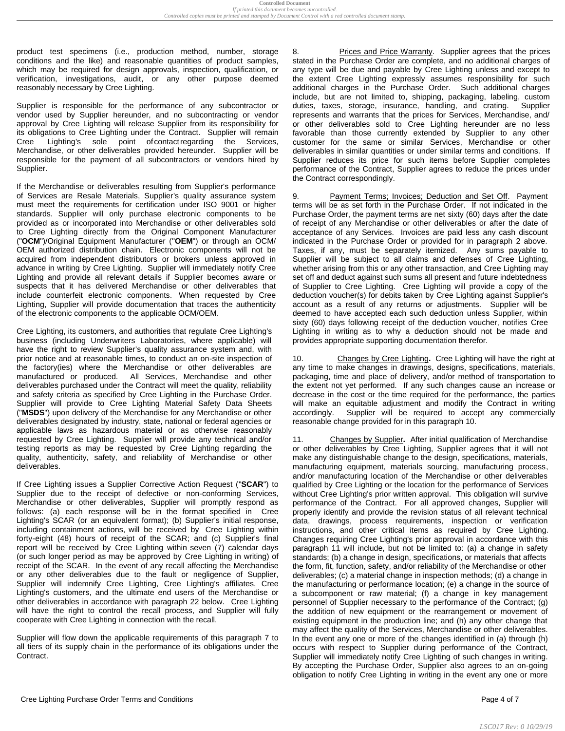product test specimens (i.e., production method, number, storage conditions and the like) and reasonable quantities of product samples, which may be required for design approvals, inspection, qualification, or verification, investigations, audit, or any other purpose deemed reasonably necessary by Cree Lighting.

Supplier is responsible for the performance of any subcontractor or vendor used by Supplier hereunder, and no subcontracting or vendor approval by Cree Lighting will release Supplier from its responsibility for its obligations to Cree Lighting under the Contract. Supplier will remain Cree Lighting's sole point of contact regarding the Services, Merchandise, or other deliverables provided hereunder. Supplier will be responsible for the payment of all subcontractors or vendors hired by Supplier.

If the Merchandise or deliverables resulting from Supplier's performance of Services are Resale Materials, Supplier's quality assurance system must meet the requirements for certification under ISO 9001 or higher standards. Supplier will only purchase electronic components to be provided as or incorporated into Merchandise or other deliverables sold to Cree Lighting directly from the Original Component Manufacturer ("**OCM**")/Original Equipment Manufacturer ("**OEM**") or through an OCM/OEM authorized distribution chain. Electronic components will not be acquired from independent distributors or brokers unless approved in advance in writing by Cree Lighting. Supplier will immediately notify Cree Lighting and provide all relevant details if Supplier becomes aware or suspects that it has delivered Merchandise or other deliverables that include counterfeit electronic components. When requested by Cree Lighting, Supplier will provide documentation that traces the authenticity of the electronic components to the applicable OCM/OEM.

Cree Lighting, its customers, and authorities that regulate Cree Lighting's business (including Underwriters Laboratories, where applicable) will have the right to review Supplier's quality assurance system and, with prior notice and at reasonable times, to conduct an on-site inspection of the factory(ies) where the Merchandise or other deliverables are manufactured or produced. All Services, Merchandise and other deliverables purchased under the Contract will meet the quality, reliability and safety criteria as specified by Cree Lighting in the Purchase Order. Supplier will provide to Cree Lighting Material Safety Data Sheets ("**MSDS**") upon delivery of the Merchandise for any Merchandise or other deliverables designated by industry, state, national or federal agencies or applicable laws as hazardous material or as otherwise reasonably requested by Cree Lighting. Supplier will provide any technical and/or testing reports as may be requested by Cree Lighting regarding the quality, authenticity, safety, and reliability of Merchandise or other deliverables.

If Cree Lighting issues a Supplier Corrective Action Request ("**SCAR**") to Supplier due to the receipt of defective or non-conforming Services, Merchandise or other deliverables, Supplier will promptly respond as follows: (a) each response will be in the format specified in Cree Lighting's SCAR (or an equivalent format); (b) Supplier's initial response, including containment actions, will be received by Cree Lighting within forty-eight (48) hours of receipt of the SCAR; and (c) Supplier's final report will be received by Cree Lighting within seven (7) calendar days (or such longer period as may be approved by Cree Lighting in writing) of receipt of the SCAR. In the event of any recall affecting the Merchandise or any other deliverables due to the fault or negligence of Supplier, Supplier will indemnify Cree Lighting, Cree Lighting's affiliates, Cree Lighting's customers, and the ultimate end users of the Merchandise or other deliverables in accordance with paragraph 22 below. Cree Lighting will have the right to control the recall process, and Supplier will fully cooperate with Cree Lighting in connection with the recall.

Supplier will flow down the applicable requirements of this paragraph 7 to all tiers of its supply chain in the performance of its obligations under the Contract.

8. Prices and Price Warranty. Supplier agrees that the prices stated in the Purchase Order are complete, and no additional charges of any type will be due and payable by Cree Lighting unless and except to the extent Cree Lighting expressly assumes responsibility for such additional charges in the Purchase Order. Such additional charges include, but are not limited to, shipping, packaging, labeling, custom duties, taxes, storage, insurance, handling, and crating. Supplier represents and warrants that the prices for Services, Merchandise, and/or other deliverables sold to Cree Lighting hereunder are no less favorable than those currently extended by Supplier to any other customer for the same or similar Services, Merchandise or other deliverables in similar quantities or under similar terms and conditions. If Supplier reduces its price for such items before Supplier completes performance of the Contract, Supplier agrees to reduce the prices under the Contract correspondingly.

9. Payment Terms; Invoices; Deduction and Set Off. Payment terms will be as set forth in the Purchase Order. If not indicated in the Purchase Order, the payment terms are net sixty (60) days after the date of receipt of any Merchandise or other deliverables or after the date of acceptance of any Services. Invoices are paid less any cash discount indicated in the Purchase Order or provided for in paragraph 2 above. Taxes, if any, must be separately itemized. Any sums payable to Supplier will be subject to all claims and defenses of Cree Lighting, whether arising from this or any other transaction, and Cree Lighting may set off and deduct against such sums all present and future indebtedness of Supplier to Cree Lighting. Cree Lighting will provide a copy of the deduction voucher(s) for debits taken by Cree Lighting against Supplier's account as a result of any returns or adjustments. Supplier will be deemed to have accepted each such deduction unless Supplier, within sixty (60) days following receipt of the deduction voucher, notifies Cree Lighting in writing as to why a deduction should not be made and provides appropriate supporting documentation therefor.

10. **Changes by Cree Lighting.** Cree Lighting will have the right at any time to make changes in drawings, designs, specifications, materials, packaging, time and place of delivery, and/or method of transportation to the extent not yet performed. If any such changes cause an increase or decrease in the cost or the time required for the performance, the parties will make an equitable adjustment and modify the Contract in writing accordingly. Supplier will be required to accept any commercially reasonable change provided for in this paragraph 10.

11. **Changes by Supplier.** After initial qualification of Merchandise or other deliverables by Cree Lighting, Supplier agrees that it will not make any distinguishable change to the design, specifications, materials, manufacturing equipment, materials sourcing, manufacturing process, and/or manufacturing location of the Merchandise or other deliverables qualified by Cree Lighting or the location for the performance of Services without Cree Lighting's prior written approval. This obligation will survive performance of the Contract. For all approved changes, Supplier will properly identify and provide the revision status of all relevant technical data, drawings, process requirements, inspection or verification instructions, and other critical items as required by Cree Lighting. Changes requiring Cree Lighting's prior approval in accordance with this paragraph 11 will include, but not be limited to: (a) a change in safety standards; (b) a change in design, specifications, or materials that affects the form, fit, function, safety, and/or reliability of the Merchandise or other deliverables; (c) a material change in inspection methods; (d) a change in the manufacturing or performance location; (e) a change in the source of a subcomponent or raw material; (f) a change in key management personnel of Supplier necessary to the performance of the Contract; (g) the addition of new equipment or the rearrangement or movement of existing equipment in the production line; and (h) any other change that may affect the quality of the Services, Merchandise or other deliverables. In the event any one or more of the changes identified in (a) through (h) occurs with respect to Supplier during performance of the Contract, Supplier will immediately notify Cree Lighting of such changes in writing. By accepting the Purchase Order, Supplier also agrees to an on-going obligation to notify Cree Lighting in writing in the event any one or more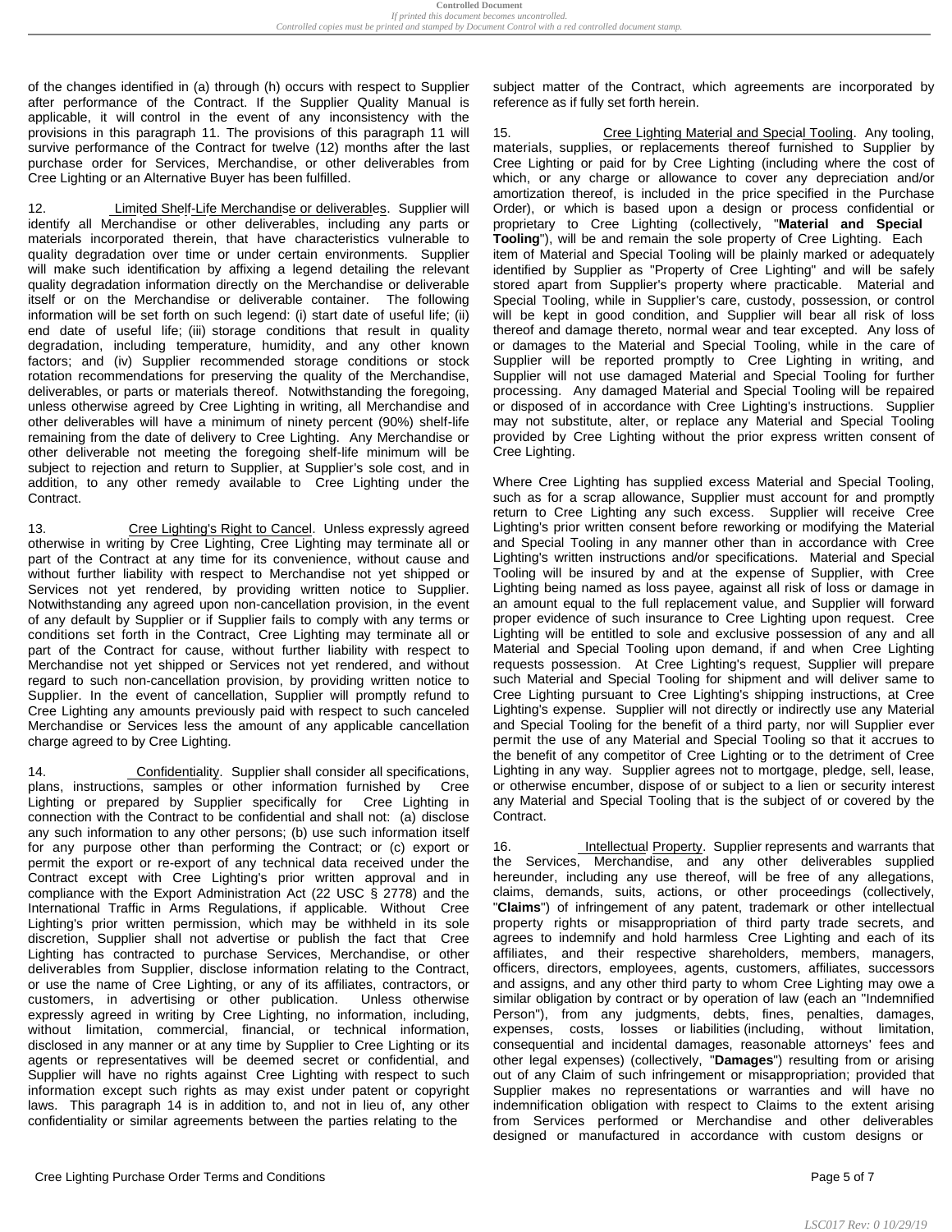of the changes identified in (a) through (h) occurs with respect to Supplier after performance of the Contract. If the Supplier Quality Manual is applicable, it will control in the event of any inconsistency with the provisions in this paragraph 11. The provisions of this paragraph 11 will survive performance of the Contract for twelve (12) months after the last purchase order for Services, Merchandise, or other deliverables from Cree Lighting or an Alternative Buyer has been fulfilled.

12. Limited Shelf-Life Merchandise or deliverables. Supplier will identify all Merchandise or other deliverables, including any parts or materials incorporated therein, that have characteristics vulnerable to quality degradation over time or under certain environments. Supplier will make such identification by affixing a legend detailing the relevant quality degradation information directly on the Merchandise or deliverable itself or on the Merchandise or deliverable container. The following information will be set forth on such legend: (i) start date of useful life; (ii) end date of useful life; (iii) storage conditions that result in quality degradation, including temperature, humidity, and any other known factors; and (iv) Supplier recommended storage conditions or stock rotation recommendations for preserving the quality of the Merchandise, deliverables, or parts or materials thereof. Notwithstanding the foregoing, unless otherwise agreed by Cree Lighting in writing, all Merchandise and other deliverables will have a minimum of ninety percent (90%) shelf-life remaining from the date of delivery to Cree Lighting. Any Merchandise or other deliverable not meeting the foregoing shelf-life minimum will be subject to rejection and return to Supplier, at Supplier's sole cost, and in addition, to any other remedy available to Cree Lighting under the Contract.

13. Cree Lighting's Right to Cancel. Unless expressly agreed otherwise in writing by Cree Lighting, Cree Lighting may terminate all or part of the Contract at any time for its convenience, without cause and without further liability with respect to Merchandise not yet shipped or Services not yet rendered, by providing written notice to Supplier. Notwithstanding any agreed upon non-cancellation provision, in the event of any default by Supplier or if Supplier fails to comply with any terms or conditions set forth in the Contract, Cree Lighting may terminate all or part of the Contract for cause, without further liability with respect to Merchandise not yet shipped or Services not yet rendered, and without regard to such non-cancellation provision, by providing written notice to Supplier. In the event of cancellation, Supplier will promptly refund to Cree Lighting any amounts previously paid with respect to such canceled Merchandise or Services less the amount of any applicable cancellation charge agreed to by Cree Lighting.

14. Confidentiality. Supplier shall consider all specifications, plans, instructions, samples or other information furnished by Cree Lighting or prepared by Supplier specifically for Cree Lighting in connection with the Contract to be confidential and shall not: (a) disclose any such information to any other persons; (b) use such information itself for any purpose other than performing the Contract; or (c) export or permit the export or re-export of any technical data received under the Contract except with Cree Lighting's prior written approval and in compliance with the Export Administration Act (22 USC § 2778) and the International Traffic in Arms Regulations, if applicable. Without Cree Lighting's prior written permission, which may be withheld in its sole discretion, Supplier shall not advertise or publish the fact that Cree Lighting has contracted to purchase Services, Merchandise, or other deliverables from Supplier, disclose information relating to the Contract, or use the name of Cree Lighting, or any of its affiliates, contractors, or customers, in advertising or other publication. Unless otherwise expressly agreed in writing by Cree Lighting, no information, including, without limitation, commercial, financial, or technical information, disclosed in any manner or at any time by Supplier to Cree Lighting or its agents or representatives will be deemed secret or confidential, and Supplier will have no rights against Cree Lighting with respect to such information except such rights as may exist under patent or copyright laws. This paragraph 14 is in addition to, and not in lieu of, any other confidentiality or similar agreements between the parties relating to the subject matter of the Contract, which agreements are incorporated by reference as if fully set forth herein.

15. Cree Lighting Material and Special Tooling. Any tooling, materials, supplies, or replacements thereof furnished to Supplier by Cree Lighting or paid for by Cree Lighting (including where the cost of which, or any charge or allowance to cover any depreciation and/or amortization thereof, is included in the price specified in the Purchase Order), or which is based upon a design or process confidential or proprietary to Cree Lighting (collectively, "**Material and Special Tooling**"), will be and remain the sole property of Cree Lighting. Each item of Material and Special Tooling will be plainly marked or adequately identified by Supplier as "Property of Cree Lighting" and will be safely stored apart from Supplier's property where practicable. Material and Special Tooling, while in Supplier's care, custody, possession, or control will be kept in good condition, and Supplier will bear all risk of loss thereof and damage thereto, normal wear and tear excepted. Any loss of or damages to the Material and Special Tooling, while in the care of Supplier will be reported promptly to Cree Lighting in writing, and Supplier will not use damaged Material and Special Tooling for further processing. Any damaged Material and Special Tooling will be repaired or disposed of in accordance with Cree Lighting's instructions. Supplier may not substitute, alter, or replace any Material and Special Tooling provided by Cree Lighting without the prior express written consent of Cree Lighting.

Where Cree Lighting has supplied excess Material and Special Tooling, such as for a scrap allowance, Supplier must account for and promptly return to Cree Lighting any such excess. Supplier will receive Cree Lighting's prior written consent before reworking or modifying the Material and Special Tooling in any manner other than in accordance with Cree Lighting's written instructions and/or specifications. Material and Special Tooling will be insured by and at the expense of Supplier, with Cree Lighting being named as loss payee, against all risk of loss or damage in an amount equal to the full replacement value, and Supplier will forward proper evidence of such insurance to Cree Lighting upon request. Cree Lighting will be entitled to sole and exclusive possession of any and all Material and Special Tooling upon demand, if and when Cree Lighting requests possession. At Cree Lighting's request, Supplier will prepare such Material and Special Tooling for shipment and will deliver same to Cree Lighting pursuant to Cree Lighting's shipping instructions, at Cree Lighting's expense. Supplier will not directly or indirectly use any Material and Special Tooling for the benefit of a third party, nor will Supplier ever permit the use of any Material and Special Tooling so that it accrues to the benefit of any competitor of Cree Lighting or to the detriment of Cree Lighting in any way. Supplier agrees not to mortgage, pledge, sell, lease, or otherwise encumber, dispose of or subject to a lien or security interest any Material and Special Tooling that is the subject of or covered by the Contract.

16. Intellectual Property. Supplier represents and warrants that the Services, Merchandise, and any other deliverables supplied hereunder, including any use thereof, will be free of any allegations, claims, demands, suits, actions, or other proceedings (collectively, "**Claims**") of infringement of any patent, trademark or other intellectual property rights or misappropriation of third party trade secrets, and agrees to indemnify and hold harmless Cree Lighting and each of its affiliates, and their respective shareholders, members, managers, officers, directors, employees, agents, customers, affiliates, successors and assigns, and any other third party to whom Cree Lighting may owe a similar obligation by contract or by operation of law (each an "Indemnified Person"), from any judgments, debts, fines, penalties, damages, expenses, costs, losses or liabilities (including, without limitation, consequential and incidental damages, reasonable attorneys' fees and other legal expenses) (collectively, "**Damages**") resulting from or arising out of any Claim of such infringement or misappropriation; provided that Supplier makes no representations or warranties and will have no indemnification obligation with respect to Claims to the extent arising from Services performed or Merchandise and other deliverables designed or manufactured in accordance with custom designs or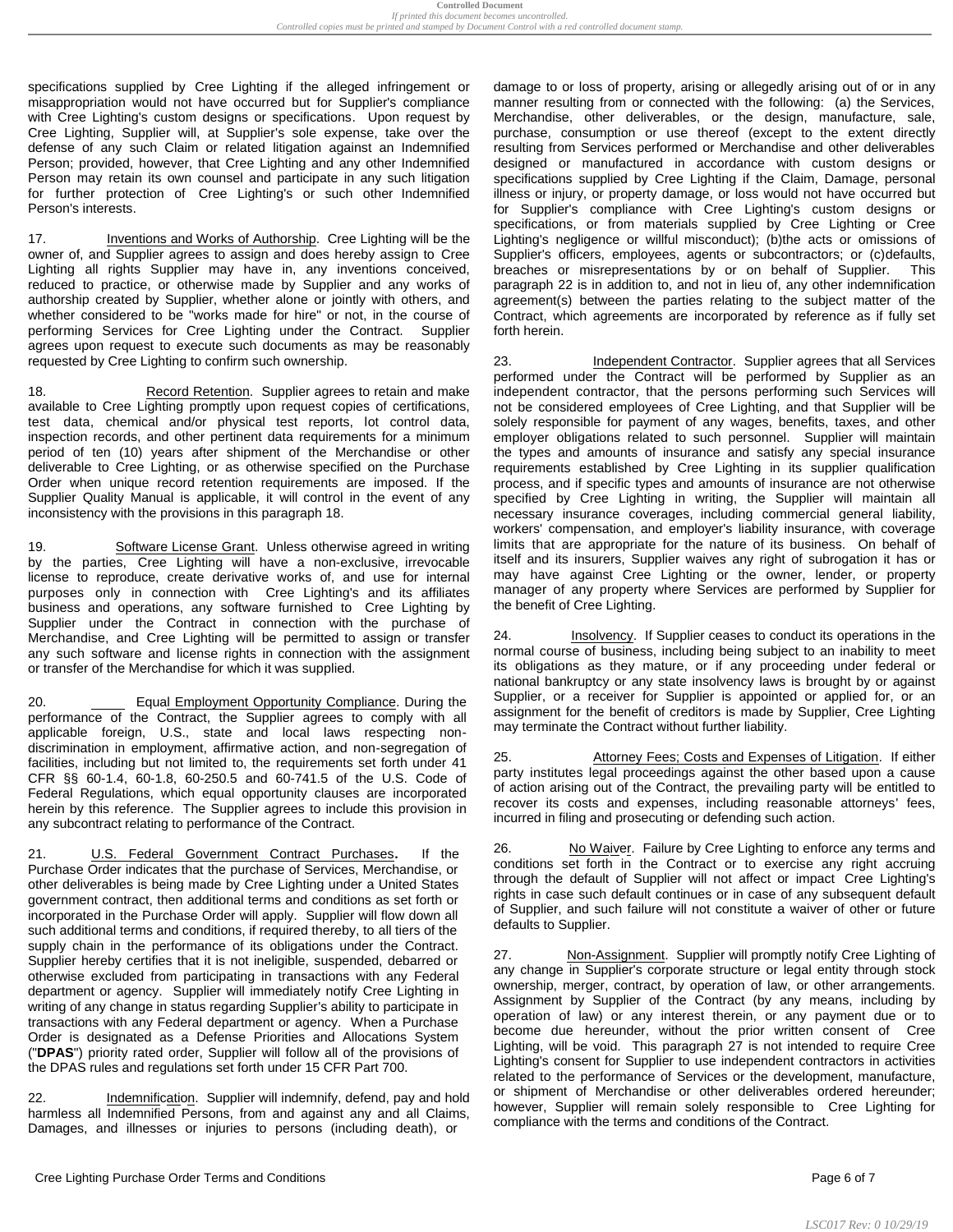specifications supplied by Cree Lighting if the alleged infringement or misappropriation would not have occurred but for Supplier's compliance with Cree Lighting's custom designs or specifications. Upon request by Cree Lighting, Supplier will, at Supplier's sole expense, take over the defense of any such Claim or related litigation against an Indemnified Person; provided, however, that Cree Lighting and any other Indemnified Person may retain its own counsel and participate in any such litigation for further protection of Cree Lighting's or such other Indemnified Person's interests.

17. Inventions and Works of Authorship. Cree Lighting will be the owner of, and Supplier agrees to assign and does hereby assign to Cree Lighting all rights Supplier may have in, any inventions conceived, reduced to practice, or otherwise made by Supplier and any works of authorship created by Supplier, whether alone or jointly with others, and whether considered to be "works made for hire" or not, in the course of performing Services for Cree Lighting under the Contract. Supplier agrees upon request to execute such documents as may be reasonably requested by Cree Lighting to confirm such ownership.

18. Record Retention. Supplier agrees to retain and make available to Cree Lighting promptly upon request copies of certifications, test data, chemical and/or physical test reports, lot control data, inspection records, and other pertinent data requirements for a minimum period of ten (10) years after shipment of the Merchandise or other deliverable to Cree Lighting, or as otherwise specified on the Purchase Order when unique record retention requirements are imposed. If the Supplier Quality Manual is applicable, it will control in the event of any inconsistency with the provisions in this paragraph 18.

19. Software License Grant. Unless otherwise agreed in writing by the parties, Cree Lighting will have a non-exclusive, irrevocable license to reproduce, create derivative works of, and use for internal purposes only in connection with Cree Lighting's and its affiliates business and operations, any software furnished to Cree Lighting by Supplier under the Contract in connection with the purchase of Merchandise, and Cree Lighting will be permitted to assign or transfer any such software and license rights in connection with the assignment or transfer of the Merchandise for which it was supplied.

20. Equal Employment Opportunity Compliance. During the performance of the Contract, the Supplier agrees to comply with all applicable foreign, U.S., state and local laws respecting non-discrimination in employment, affirmative action, and non-segregation of facilities, including but not limited to, the requirements set forth under 41 CFR §§ 60-1.4, 60-1.8, 60-250.5 and 60-741.5 of the U.S. Code of Federal Regulations, which equal opportunity clauses are incorporated herein by this reference. The Supplier agrees to include this provision in any subcontract relating to performance of the Contract.

21. U.S. Federal Government Contract Purchases**.** If the Purchase Order indicates that the purchase of Services, Merchandise, or other deliverables is being made by Cree Lighting under a United States government contract, then additional terms and conditions as set forth or incorporated in the Purchase Order will apply. Supplier will flow down all such additional terms and conditions, if required thereby, to all tiers of the supply chain in the performance of its obligations under the Contract. Supplier hereby certifies that it is not ineligible, suspended, debarred or otherwise excluded from participating in transactions with any Federal department or agency. Supplier will immediately notify Cree Lighting in writing of any change in status regarding Supplier's ability to participate in transactions with any Federal department or agency. When a Purchase Order is designated as a Defense Priorities and Allocations System ("**DPAS**") priority rated order, Supplier will follow all of the provisions of the DPAS rules and regulations set forth under 15 CFR Part 700.

22. Indemnification. Supplier will indemnify, defend, pay and hold harmless all Indemnified Persons, from and against any and all Claims, Damages, and illnesses or injuries to persons (including death), or damage to or loss of property, arising or allegedly arising out of or in any manner resulting from or connected with the following: (a) the Services, Merchandise, other deliverables, or the design, manufacture, sale, purchase, consumption or use thereof (except to the extent directly resulting from Services performed or Merchandise and other deliverables designed or manufactured in accordance with custom designs or specifications supplied by Cree Lighting if the Claim, Damage, personal illness or injury, or property damage, or loss would not have occurred but for Supplier's compliance with Cree Lighting's custom designs or specifications, or from materials supplied by Cree Lighting or Cree Lighting's negligence or willful misconduct); (b)the acts or omissions of Supplier's officers, employees, agents or subcontractors; or (c)defaults, breaches or misrepresentations by or on behalf of Supplier. This paragraph 22 is in addition to, and not in lieu of, any other indemnification agreement(s) between the parties relating to the subject matter of the Contract, which agreements are incorporated by reference as if fully set forth herein.

23. Independent Contractor. Supplier agrees that all Services performed under the Contract will be performed by Supplier as an independent contractor, that the persons performing such Services will not be considered employees of Cree Lighting, and that Supplier will be solely responsible for payment of any wages, benefits, taxes, and other employer obligations related to such personnel. Supplier will maintain the types and amounts of insurance and satisfy any special insurance requirements established by Cree Lighting in its supplier qualification process, and if specific types and amounts of insurance are not otherwise specified by Cree Lighting in writing, the Supplier will maintain all necessary insurance coverages, including commercial general liability, workers' compensation, and employer's liability insurance, with coverage limits that are appropriate for the nature of its business. On behalf of itself and its insurers, Supplier waives any right of subrogation it has or may have against Cree Lighting or the owner, lender, or property manager of any property where Services are performed by Supplier for the benefit of Cree Lighting.

24. Insolvency. If Supplier ceases to conduct its operations in the normal course of business, including being subject to an inability to meet its obligations as they mature, or if any proceeding under federal or national bankruptcy or any state insolvency laws is brought by or against Supplier, or a receiver for Supplier is appointed or applied for, or an assignment for the benefit of creditors is made by Supplier, Cree Lighting may terminate the Contract without further liability.

25. Attorney Fees; Costs and Expenses of Litigation. If either party institutes legal proceedings against the other based upon a cause of action arising out of the Contract, the prevailing party will be entitled to recover its costs and expenses, including reasonable attorneys' fees, incurred in filing and prosecuting or defending such action.

26. No Waiver. Failure by Cree Lighting to enforce any terms and conditions set forth in the Contract or to exercise any right accruing through the default of Supplier will not affect or impact Cree Lighting's rights in case such default continues or in case of any subsequent default of Supplier, and such failure will not constitute a waiver of other or future defaults to Supplier.

27. Non-Assignment. Supplier will promptly notify Cree Lighting of any change in Supplier's corporate structure or legal entity through stock ownership, merger, contract, by operation of law, or other arrangements. Assignment by Supplier of the Contract (by any means, including by operation of law) or any interest therein, or any payment due or to become due hereunder, without the prior written consent of Cree Lighting, will be void. This paragraph 27 is not intended to require Cree Lighting's consent for Supplier to use independent contractors in activities related to the performance of Services or the development, manufacture, or shipment of Merchandise or other deliverables ordered hereunder; however, Supplier will remain solely responsible to Cree Lighting for compliance with the terms and conditions of the Contract.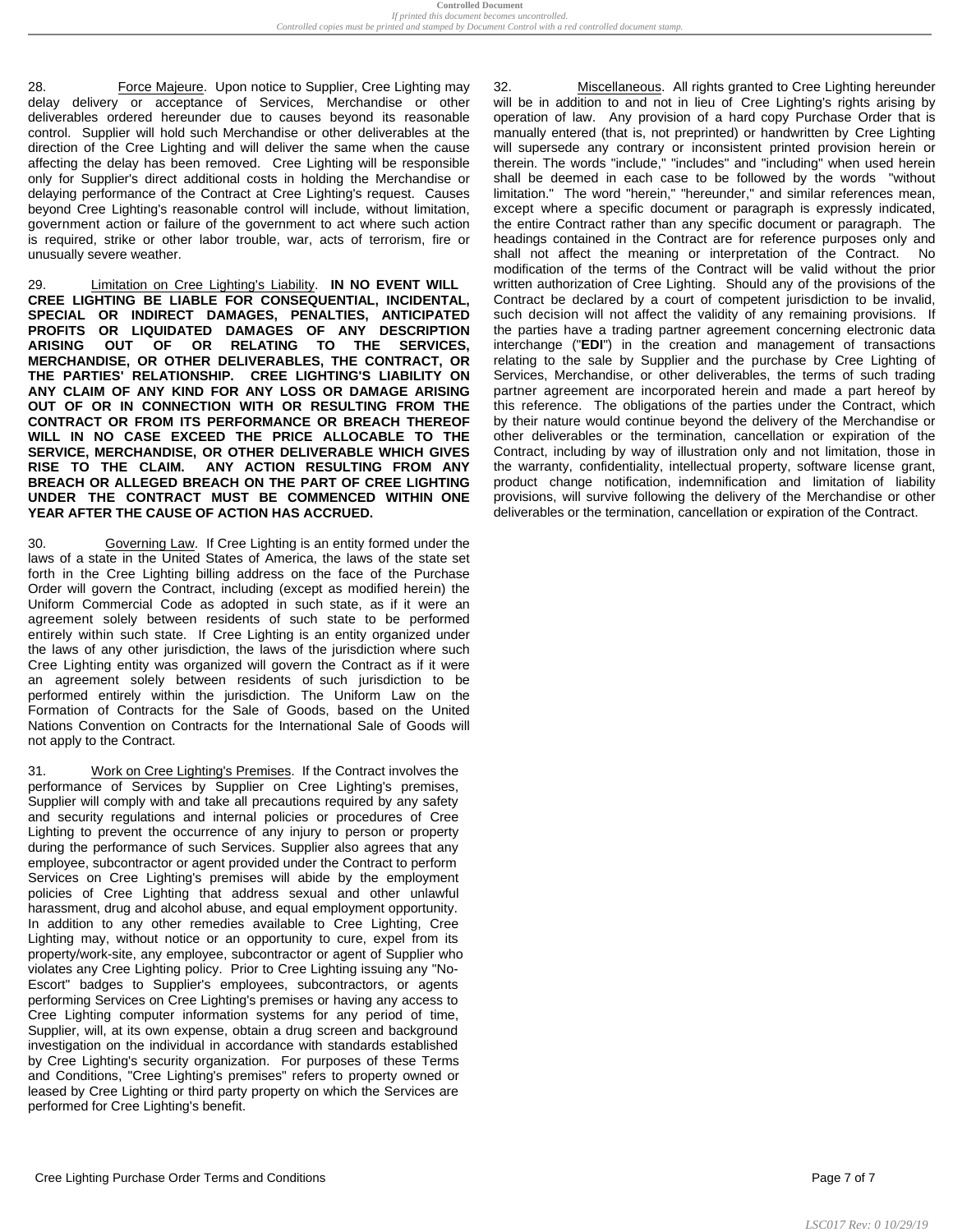28. Force Majeure. Upon notice to Supplier, Cree Lighting may delay delivery or acceptance of Services, Merchandise or other deliverables ordered hereunder due to causes beyond its reasonable control. Supplier will hold such Merchandise or other deliverables at the direction of the Cree Lighting and will deliver the same when the cause affecting the delay has been removed. Cree Lighting will be responsible only for Supplier's direct additional costs in holding the Merchandise or delaying performance of the Contract at Cree Lighting's request. Causes beyond Cree Lighting's reasonable control will include, without limitation, government action or failure of the government to act where such action is required, strike or other labor trouble, war, acts of terrorism, fire or unusually severe weather.

29. Limitation on Cree Lighting's Liability. **IN NO EVENT WILL CREE LIGHTING BE LIABLE FOR CONSEQUENTIAL, INCIDENTAL, SPECIAL OR INDIRECT DAMAGES, PENALTIES, ANTICIPATED PROFITS OR LIQUIDATED DAMAGES OF ANY DESCRIPTION ARISING OUT OF OR RELATING TO THE SERVICES, MERCHANDISE, OR OTHER DELIVERABLES, THE CONTRACT, OR THE PARTIES' RELATIONSHIP. CREE LIGHTING'S LIABILITY ON ANY CLAIM OF ANY KIND FOR ANY LOSS OR DAMAGE ARISING OUT OF OR IN CONNECTION WITH OR RESULTING FROM THE CONTRACT OR FROM ITS PERFORMANCE OR BREACH THEREOF WILL IN NO CASE EXCEED THE PRICE ALLOCABLE TO THE SERVICE, MERCHANDISE, OR OTHER DELIVERABLE WHICH GIVES RISE TO THE CLAIM. ANY ACTION RESULTING FROM ANY BREACH OR ALLEGED BREACH ON THE PART OF CREE LIGHTING UNDER THE CONTRACT MUST BE COMMENCED WITHIN ONE YEAR AFTER THE CAUSE OF ACTION HAS ACCRUED.**

30. Governing Law. If Cree Lighting is an entity formed under the laws of a state in the United States of America, the laws of the state set forth in the Cree Lighting billing address on the face of the Purchase Order will govern the Contract, including (except as modified herein) the Uniform Commercial Code as adopted in such state, as if it were an agreement solely between residents of such state to be performed entirely within such state. If Cree Lighting is an entity organized under the laws of any other jurisdiction, the laws of the jurisdiction where such Cree Lighting entity was organized will govern the Contract as if it were an agreement solely between residents of such jurisdiction to be performed entirely within the jurisdiction. The Uniform Law on the Formation of Contracts for the Sale of Goods, based on the United Nations Convention on Contracts for the International Sale of Goods will not apply to the Contract.

31. Work on Cree Lighting's Premises. If the Contract involves the performance of Services by Supplier on Cree Lighting's premises, Supplier will comply with and take all precautions required by any safety and security regulations and internal policies or procedures of Cree Lighting to prevent the occurrence of any injury to person or property during the performance of such Services. Supplier also agrees that any employee, subcontractor or agent provided under the Contract to perform Services on Cree Lighting's premises will abide by the employment policies of Cree Lighting that address sexual and other unlawful harassment, drug and alcohol abuse, and equal employment opportunity. In addition to any other remedies available to Cree Lighting, Cree Lighting may, without notice or an opportunity to cure, expel from its property/work-site, any employee, subcontractor or agent of Supplier who violates any Cree Lighting policy. Prior to Cree Lighting issuing any "No-Escort" badges to Supplier's employees, subcontractors, or agents performing Services on Cree Lighting's premises or having any access to Cree Lighting computer information systems for any period of time, Supplier, will, at its own expense, obtain a drug screen and background investigation on the individual in accordance with standards established by Cree Lighting's security organization. For purposes of these Terms and Conditions, "Cree Lighting's premises" refers to property owned or leased by Cree Lighting or third party property on which the Services are performed for Cree Lighting's benefit.

32. Miscellaneous. All rights granted to Cree Lighting hereunder will be in addition to and not in lieu of Cree Lighting's rights arising by operation of law. Any provision of a hard copy Purchase Order that is manually entered (that is, not preprinted) or handwritten by Cree Lighting will supersede any contrary or inconsistent printed provision herein or therein. The words "include," "includes" and "including" when used herein shall be deemed in each case to be followed by the words "without limitation." The word "herein," "hereunder," and similar references mean, except where a specific document or paragraph is expressly indicated, the entire Contract rather than any specific document or paragraph. The headings contained in the Contract are for reference purposes only and shall not affect the meaning or interpretation of the Contract. No modification of the terms of the Contract will be valid without the prior written authorization of Cree Lighting. Should any of the provisions of the Contract be declared by a court of competent jurisdiction to be invalid, such decision will not affect the validity of any remaining provisions. If the parties have a trading partner agreement concerning electronic data interchange ("**EDI**") in the creation and management of transactions relating to the sale by Supplier and the purchase by Cree Lighting of Services, Merchandise, or other deliverables, the terms of such trading partner agreement are incorporated herein and made a part hereof by this reference. The obligations of the parties under the Contract, which by their nature would continue beyond the delivery of the Merchandise or other deliverables or the termination, cancellation or expiration of the Contract, including by way of illustration only and not limitation, those in the warranty, confidentiality, intellectual property, software license grant, product change notification, indemnification and limitation of liability provisions, will survive following the delivery of the Merchandise or other deliverables or the termination, cancellation or expiration of the Contract.